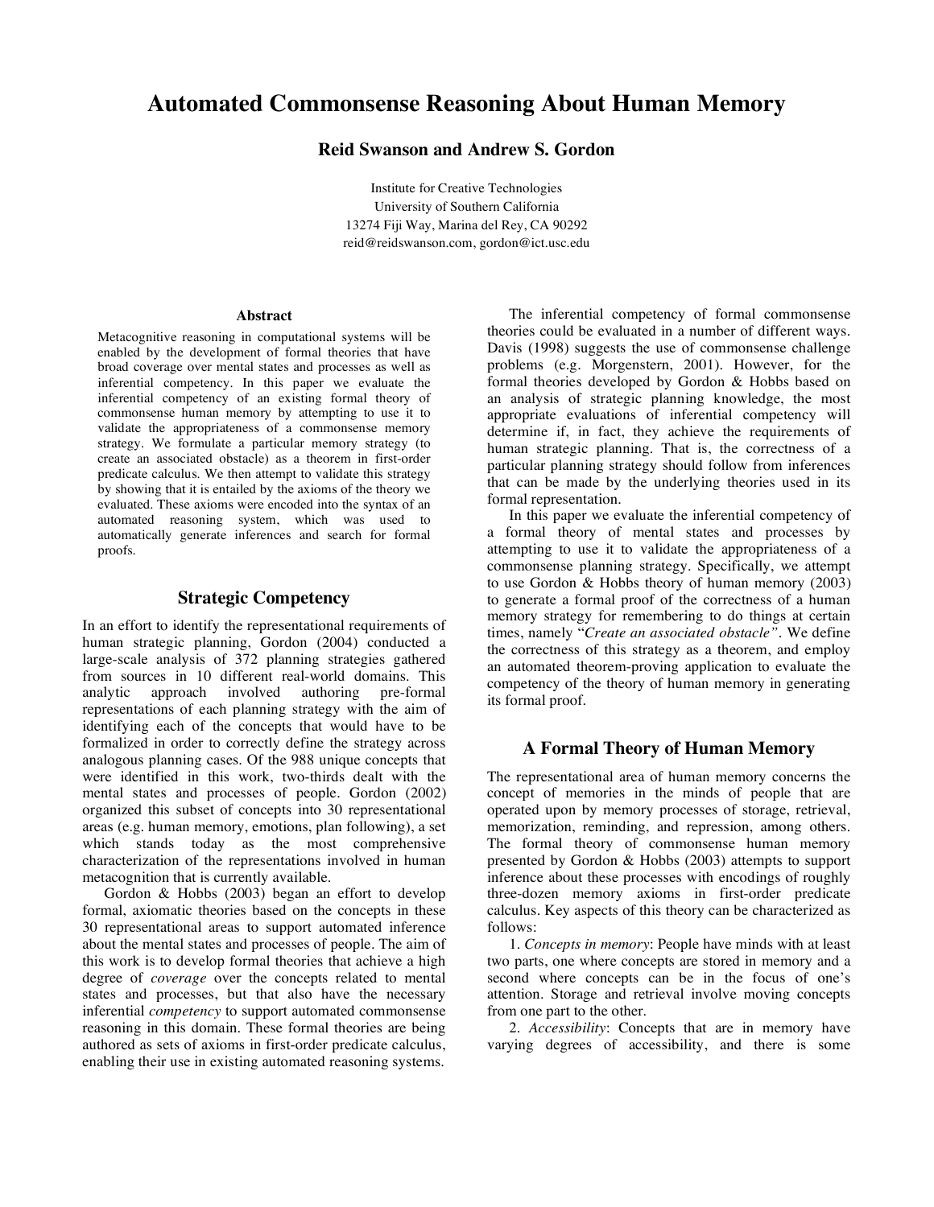# Automated Commonsense Reasoning About Human Memory

**Reid Swanson and Andrew S. Gordon**

Institute for Creative Technologies
University of Southern California
13274 Fiji Way, Marina del Rey, CA 90292
reid@reidswanson.com, gordon@ict.usc.edu

### Abstract

Metacognitive reasoning in computational systems will be enabled by the development of formal theories that have broad coverage over mental states and processes as well as inferential competency. In this paper we evaluate the inferential competency of an existing formal theory of commonsense human memory by attempting to use it to validate the appropriateness of a commonsense memory strategy. We formulate a particular memory strategy (to create an associated obstacle) as a theorem in first-order predicate calculus. We then attempt to validate this strategy by showing that it is entailed by the axioms of the theory we evaluated. These axioms were encoded into the syntax of an automated reasoning system, which was used to automatically generate inferences and search for formal proofs.

## Strategic Competency

In an effort to identify the representational requirements of human strategic planning, Gordon (2004) conducted a large-scale analysis of 372 planning strategies gathered from sources in 10 different real-world domains. This analytic approach involved authoring pre-formal representations of each planning strategy with the aim of identifying each of the concepts that would have to be formalized in order to correctly define the strategy across analogous planning cases. Of the 988 unique concepts that were identified in this work, two-thirds dealt with the mental states and processes of people. Gordon (2002) organized this subset of concepts into 30 representational areas (e.g. human memory, emotions, plan following), a set which stands today as the most comprehensive characterization of the representations involved in human metacognition that is currently available.

Gordon & Hobbs (2003) began an effort to develop formal, axiomatic theories based on the concepts in these 30 representational areas to support automated inference about the mental states and processes of people. The aim of this work is to develop formal theories that achieve a high degree of *coverage* over the concepts related to mental states and processes, but that also have the necessary inferential *competency* to support automated commonsense reasoning in this domain. These formal theories are being authored as sets of axioms in first-order predicate calculus, enabling their use in existing automated reasoning systems.

The inferential competency of formal commonsense theories could be evaluated in a number of different ways. Davis (1998) suggests the use of commonsense challenge problems (e.g. Morgenstern, 2001). However, for the formal theories developed by Gordon & Hobbs based on an analysis of strategic planning knowledge, the most appropriate evaluations of inferential competency will determine if, in fact, they achieve the requirements of human strategic planning. That is, the correctness of a particular planning strategy should follow from inferences that can be made by the underlying theories used in its formal representation.

In this paper we evaluate the inferential competency of a formal theory of mental states and processes by attempting to use it to validate the appropriateness of a commonsense planning strategy. Specifically, we attempt to use Gordon & Hobbs theory of human memory (2003) to generate a formal proof of the correctness of a human memory strategy for remembering to do things at certain times, namely "*Create an associated obstacle*". We define the correctness of this strategy as a theorem, and employ an automated theorem-proving application to evaluate the competency of the theory of human memory in generating its formal proof.

## A Formal Theory of Human Memory

The representational area of human memory concerns the concept of memories in the minds of people that are operated upon by memory processes of storage, retrieval, memorization, reminding, and repression, among others. The formal theory of commonsense human memory presented by Gordon & Hobbs (2003) attempts to support inference about these processes with encodings of roughly three-dozen memory axioms in first-order predicate calculus. Key aspects of this theory can be characterized as follows:

1. *Concepts in memory*: People have minds with at least two parts, one where concepts are stored in memory and a second where concepts can be in the focus of one's attention. Storage and retrieval involve moving concepts from one part to the other.

2. *Accessibility*: Concepts that are in memory have varying degrees of accessibility, and there is some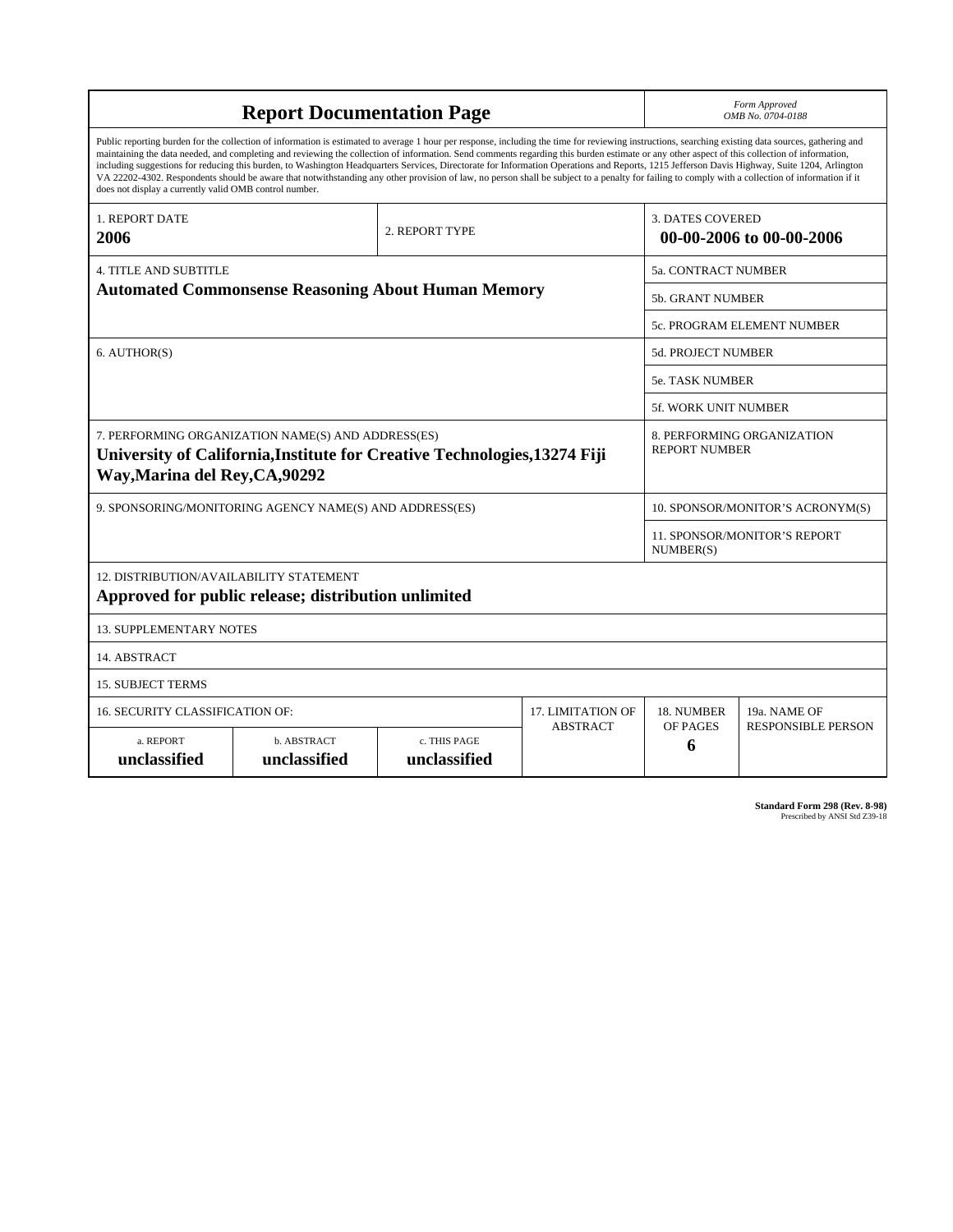# Report Documentation Page

*Form Approved*
*OMB No. 0704-0188*

Public reporting burden for the collection of information is estimated to average 1 hour per response, including the time for reviewing instructions, searching existing data sources, gathering and maintaining the data needed, and completing and reviewing the collection of information. Send comments regarding this burden estimate or any other aspect of this collection of information, including suggestions for reducing this burden, to Washington Headquarters Services, Directorate for Information Operations and Reports, 1215 Jefferson Davis Highway, Suite 1204, Arlington VA 22202-4302. Respondents should be aware that notwithstanding any other provision of law, no person shall be subject to a penalty for failing to comply with a collection of information if it does not display a currently valid OMB control number.

| 1. REPORT DATE | 2. REPORT TYPE | 3. DATES COVERED |
|---|---|---|
| **2006** | | **00-00-2006 to 00-00-2006** |

| 4. TITLE AND SUBTITLE | 5a. CONTRACT NUMBER |
|---|---|
| **Automated Commonsense Reasoning About Human Memory** | 5b. GRANT NUMBER |
| | 5c. PROGRAM ELEMENT NUMBER |
| 6. AUTHOR(S) | 5d. PROJECT NUMBER |
| | 5e. TASK NUMBER |
| | 5f. WORK UNIT NUMBER |
| 7. PERFORMING ORGANIZATION NAME(S) AND ADDRESS(ES) **University of California,Institute for Creative Technologies,13274 Fiji Way,Marina del Rey,CA,90292** | 8. PERFORMING ORGANIZATION REPORT NUMBER |
| 9. SPONSORING/MONITORING AGENCY NAME(S) AND ADDRESS(ES) | 10. SPONSOR/MONITOR'S ACRONYM(S) |
| | 11. SPONSOR/MONITOR'S REPORT NUMBER(S) |

12. DISTRIBUTION/AVAILABILITY STATEMENT
**Approved for public release; distribution unlimited**

13. SUPPLEMENTARY NOTES

14. ABSTRACT

15. SUBJECT TERMS

| 16. SECURITY CLASSIFICATION OF: | | | 17. LIMITATION OF ABSTRACT | 18. NUMBER OF PAGES | 19a. NAME OF RESPONSIBLE PERSON |
|---|---|---|---|---|---|
| a. REPORT | b. ABSTRACT | c. THIS PAGE | | | |
| **unclassified** | **unclassified** | **unclassified** | | **6** | |

**Standard Form 298 (Rev. 8-98)**
Prescribed by ANSI Std Z39-18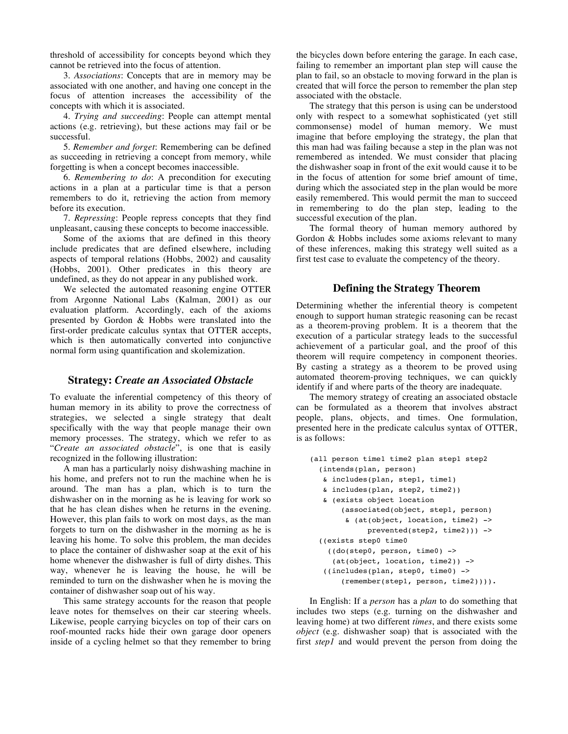threshold of accessibility for concepts beyond which they cannot be retrieved into the focus of attention.

3. *Associations*: Concepts that are in memory may be associated with one another, and having one concept in the focus of attention increases the accessibility of the concepts with which it is associated.

4. *Trying and succeeding*: People can attempt mental actions (e.g. retrieving), but these actions may fail or be successful.

5. *Remember and forget*: Remembering can be defined as succeeding in retrieving a concept from memory, while forgetting is when a concept becomes inaccessible.

6. *Remembering to do*: A precondition for executing actions in a plan at a particular time is that a person remembers to do it, retrieving the action from memory before its execution.

7. *Repressing*: People repress concepts that they find unpleasant, causing these concepts to become inaccessible.

Some of the axioms that are defined in this theory include predicates that are defined elsewhere, including aspects of temporal relations (Hobbs, 2002) and causality (Hobbs, 2001). Other predicates in this theory are undefined, as they do not appear in any published work.

We selected the automated reasoning engine OTTER from Argonne National Labs (Kalman, 2001) as our evaluation platform. Accordingly, each of the axioms presented by Gordon & Hobbs were translated into the first-order predicate calculus syntax that OTTER accepts, which is then automatically converted into conjunctive normal form using quantification and skolemization.

## Strategy: *Create an Associated Obstacle*

To evaluate the inferential competency of this theory of human memory in its ability to prove the correctness of strategies, we selected a single strategy that dealt specifically with the way that people manage their own memory processes. The strategy, which we refer to as "*Create an associated obstacle*", is one that is easily recognized in the following illustration:

A man has a particularly noisy dishwashing machine in his home, and prefers not to run the machine when he is around. The man has a plan, which is to turn the dishwasher on in the morning as he is leaving for work so that he has clean dishes when he returns in the evening. However, this plan fails to work on most days, as the man forgets to turn on the dishwasher in the morning as he is leaving his home. To solve this problem, the man decides to place the container of dishwasher soap at the exit of his home whenever the dishwasher is full of dirty dishes. This way, whenever he is leaving the house, he will be reminded to turn on the dishwasher when he is moving the container of dishwasher soap out of his way.

This same strategy accounts for the reason that people leave notes for themselves on their car steering wheels. Likewise, people carrying bicycles on top of their cars on roof-mounted racks hide their own garage door openers inside of a cycling helmet so that they remember to bring the bicycles down before entering the garage. In each case, failing to remember an important plan step will cause the plan to fail, so an obstacle to moving forward in the plan is created that will force the person to remember the plan step associated with the obstacle.

The strategy that this person is using can be understood only with respect to a somewhat sophisticated (yet still commonsense) model of human memory. We must imagine that before employing the strategy, the plan that this man had was failing because a step in the plan was not remembered as intended. We must consider that placing the dishwasher soap in front of the exit would cause it to be in the focus of attention for some brief amount of time, during which the associated step in the plan would be more easily remembered. This would permit the man to succeed in remembering to do the plan step, leading to the successful execution of the plan.

The formal theory of human memory authored by Gordon & Hobbs includes some axioms relevant to many of these inferences, making this strategy well suited as a first test case to evaluate the competency of the theory.

## Defining the Strategy Theorem

Determining whether the inferential theory is competent enough to support human strategic reasoning can be recast as a theorem-proving problem. It is a theorem that the execution of a particular strategy leads to the successful achievement of a particular goal, and the proof of this theorem will require competency in component theories. By casting a strategy as a theorem to be proved using automated theorem-proving techniques, we can quickly identify if and where parts of the theory are inadequate.

The memory strategy of creating an associated obstacle can be formulated as a theorem that involves abstract people, plans, objects, and times. One formulation, presented here in the predicate calculus syntax of OTTER, is as follows:

```
(all person time1 time2 plan step1 step2
  (intends(plan, person)
   & includes(plan, step1, time1)
   & includes(plan, step2, time2))
   & (exists object location
      (associated(object, step1, person)
       & (at(object, location, time2) ->
            prevented(step2, time2))) ->
  ((exists step0 time0
    ((do(step0, person, time0) ->
     (at(object, location, time2)) ->
   ((includes(plan, step0, time0) ->
      (remember(step1, person, time2)))).
```

In English: If a *person* has a *plan* to do something that includes two steps (e.g. turning on the dishwasher and leaving home) at two different *times*, and there exists some *object* (e.g. dishwasher soap) that is associated with the first *step1* and would prevent the person from doing the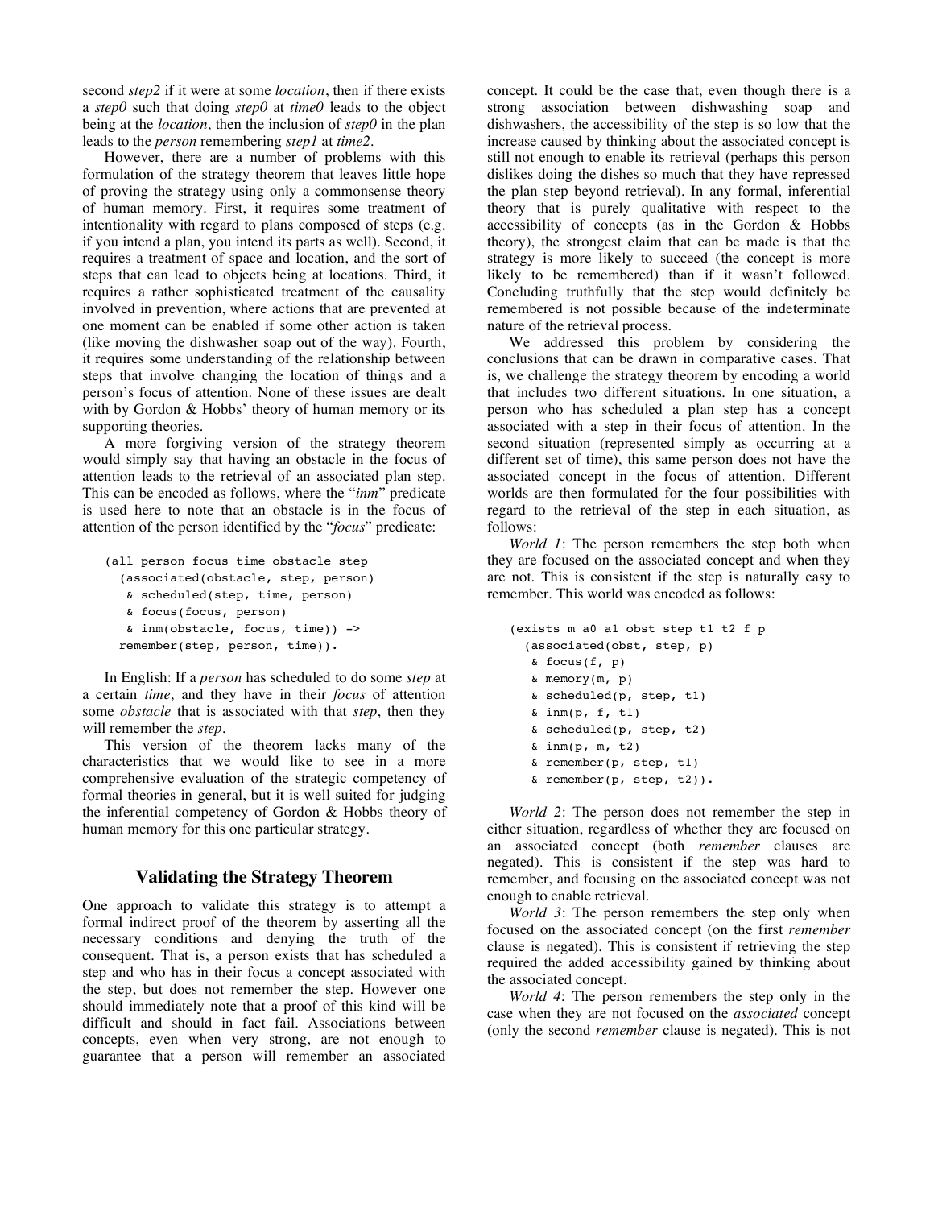second *step2* if it were at some *location*, then if there exists a *step0* such that doing *step0* at *time0* leads to the object being at the *location*, then the inclusion of *step0* in the plan leads to the *person* remembering *step1* at *time2*.

However, there are a number of problems with this formulation of the strategy theorem that leaves little hope of proving the strategy using only a commonsense theory of human memory. First, it requires some treatment of intentionality with regard to plans composed of steps (e.g. if you intend a plan, you intend its parts as well). Second, it requires a treatment of space and location, and the sort of steps that can lead to objects being at locations. Third, it requires a rather sophisticated treatment of the causality involved in prevention, where actions that are prevented at one moment can be enabled if some other action is taken (like moving the dishwasher soap out of the way). Fourth, it requires some understanding of the relationship between steps that involve changing the location of things and a person's focus of attention. None of these issues are dealt with by Gordon & Hobbs' theory of human memory or its supporting theories.

A more forgiving version of the strategy theorem would simply say that having an obstacle in the focus of attention leads to the retrieval of an associated plan step. This can be encoded as follows, where the "*inm*" predicate is used here to note that an obstacle is in the focus of attention of the person identified by the "*focus*" predicate:

```
(all person focus time obstacle step
  (associated(obstacle, step, person)
   & scheduled(step, time, person)
   & focus(focus, person)
   & inm(obstacle, focus, time)) ->
  remember(step, person, time)).
```

In English: If a *person* has scheduled to do some *step* at a certain *time*, and they have in their *focus* of attention some *obstacle* that is associated with that *step*, then they will remember the *step*.

This version of the theorem lacks many of the characteristics that we would like to see in a more comprehensive evaluation of the strategic competency of formal theories in general, but it is well suited for judging the inferential competency of Gordon & Hobbs theory of human memory for this one particular strategy.

## Validating the Strategy Theorem

One approach to validate this strategy is to attempt a formal indirect proof of the theorem by asserting all the necessary conditions and denying the truth of the consequent. That is, a person exists that has scheduled a step and who has in their focus a concept associated with the step, but does not remember the step. However one should immediately note that a proof of this kind will be difficult and should in fact fail. Associations between concepts, even when very strong, are not enough to guarantee that a person will remember an associated concept. It could be the case that, even though there is a strong association between dishwashing soap and dishwashers, the accessibility of the step is so low that the increase caused by thinking about the associated concept is still not enough to enable its retrieval (perhaps this person dislikes doing the dishes so much that they have repressed the plan step beyond retrieval). In any formal, inferential theory that is purely qualitative with respect to the accessibility of concepts (as in the Gordon & Hobbs theory), the strongest claim that can be made is that the strategy is more likely to succeed (the concept is more likely to be remembered) than if it wasn't followed. Concluding truthfully that the step would definitely be remembered is not possible because of the indeterminate nature of the retrieval process.

We addressed this problem by considering the conclusions that can be drawn in comparative cases. That is, we challenge the strategy theorem by encoding a world that includes two different situations. In one situation, a person who has scheduled a plan step has a concept associated with a step in their focus of attention. In the second situation (represented simply as occurring at a different set of time), this same person does not have the associated concept in the focus of attention. Different worlds are then formulated for the four possibilities with regard to the retrieval of the step in each situation, as follows:

*World 1*: The person remembers the step both when they are focused on the associated concept and when they are not. This is consistent if the step is naturally easy to remember. This world was encoded as follows:

```
(exists m a0 a1 obst step t1 t2 f p
  (associated(obst, step, p)
   & focus(f, p)
   & memory(m, p)
   & scheduled(p, step, t1)
   & inm(p, f, t1)
   & scheduled(p, step, t2)
   & inm(p, m, t2)
   & remember(p, step, t1)
   & remember(p, step, t2)).
```

*World 2*: The person does not remember the step in either situation, regardless of whether they are focused on an associated concept (both *remember* clauses are negated). This is consistent if the step was hard to remember, and focusing on the associated concept was not enough to enable retrieval.

*World 3*: The person remembers the step only when focused on the associated concept (on the first *remember* clause is negated). This is consistent if retrieving the step required the added accessibility gained by thinking about the associated concept.

*World 4*: The person remembers the step only in the case when they are not focused on the *associated* concept (only the second *remember* clause is negated). This is not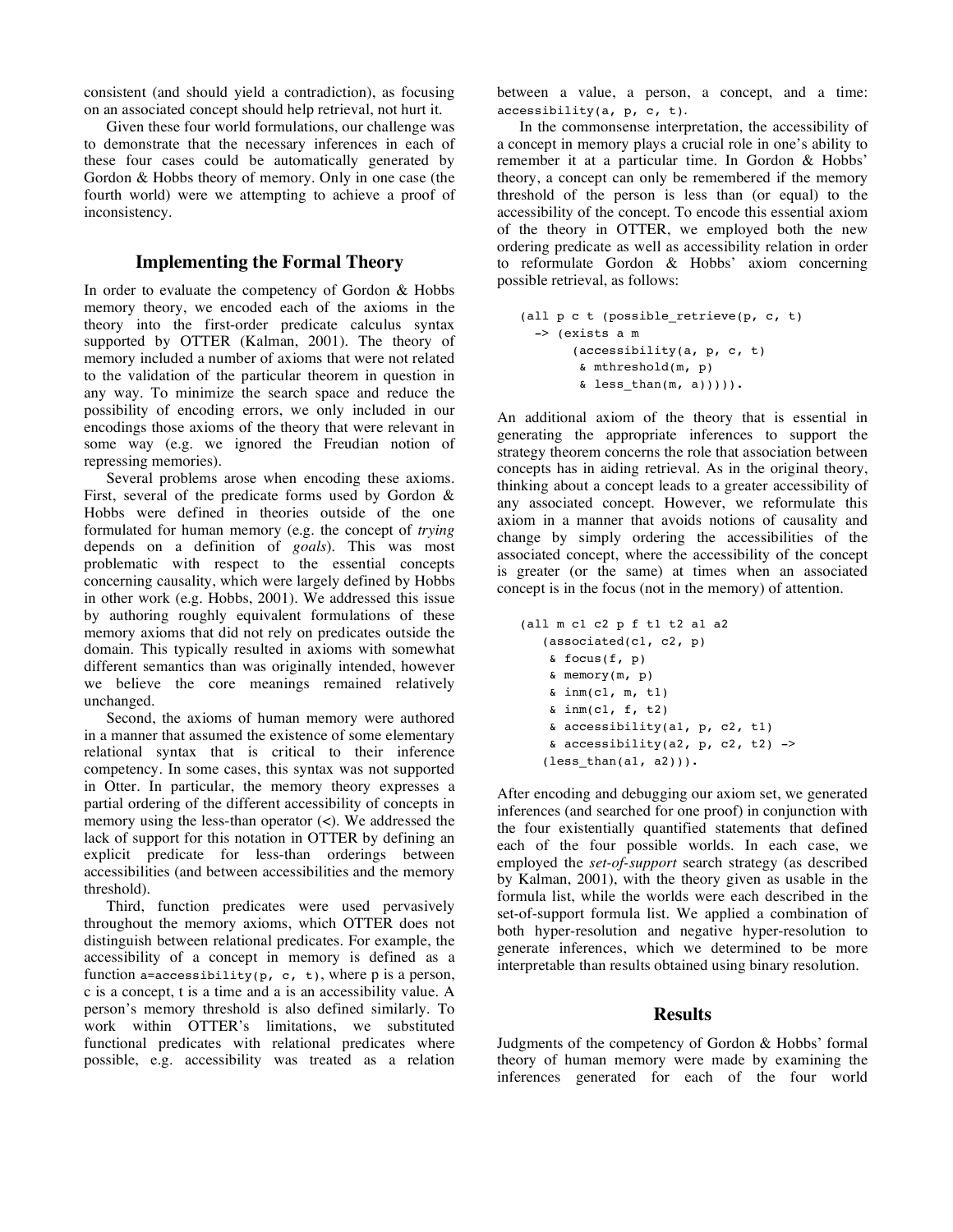consistent (and should yield a contradiction), as focusing on an associated concept should help retrieval, not hurt it.

Given these four world formulations, our challenge was to demonstrate that the necessary inferences in each of these four cases could be automatically generated by Gordon & Hobbs theory of memory. Only in one case (the fourth world) were we attempting to achieve a proof of inconsistency.

## Implementing the Formal Theory

In order to evaluate the competency of Gordon & Hobbs memory theory, we encoded each of the axioms in the theory into the first-order predicate calculus syntax supported by OTTER (Kalman, 2001). The theory of memory included a number of axioms that were not related to the validation of the particular theorem in question in any way. To minimize the search space and reduce the possibility of encoding errors, we only included in our encodings those axioms of the theory that were relevant in some way (e.g. we ignored the Freudian notion of repressing memories).

Several problems arose when encoding these axioms. First, several of the predicate forms used by Gordon & Hobbs were defined in theories outside of the one formulated for human memory (e.g. the concept of *trying* depends on a definition of *goals*). This was most problematic with respect to the essential concepts concerning causality, which were largely defined by Hobbs in other work (e.g. Hobbs, 2001). We addressed this issue by authoring roughly equivalent formulations of these memory axioms that did not rely on predicates outside the domain. This typically resulted in axioms with somewhat different semantics than was originally intended, however we believe the core meanings remained relatively unchanged.

Second, the axioms of human memory were authored in a manner that assumed the existence of some elementary relational syntax that is critical to their inference competency. In some cases, this syntax was not supported in Otter. In particular, the memory theory expresses a partial ordering of the different accessibility of concepts in memory using the less-than operator (<). We addressed the lack of support for this notation in OTTER by defining an explicit predicate for less-than orderings between accessibilities (and between accessibilities and the memory threshold).

Third, function predicates were used pervasively throughout the memory axioms, which OTTER does not distinguish between relational predicates. For example, the accessibility of a concept in memory is defined as a function `a=accessibility(p, c, t)`, where p is a person, c is a concept, t is a time and a is an accessibility value. A person's memory threshold is also defined similarly. To work within OTTER's limitations, we substituted functional predicates with relational predicates where possible, e.g. accessibility was treated as a relation between a value, a person, a concept, and a time: `accessibility(a, p, c, t)`.

In the commonsense interpretation, the accessibility of a concept in memory plays a crucial role in one's ability to remember it at a particular time. In Gordon & Hobbs' theory, a concept can only be remembered if the memory threshold of the person is less than (or equal) to the accessibility of the concept. To encode this essential axiom of the theory in OTTER, we employed both the new ordering predicate as well as accessibility relation in order to reformulate Gordon & Hobbs' axiom concerning possible retrieval, as follows:

```
(all p c t (possible_retrieve(p, c, t)
  -> (exists a m
       (accessibility(a, p, c, t)
        & mthreshold(m, p)
        & less_than(m, a))))).
```

An additional axiom of the theory that is essential in generating the appropriate inferences to support the strategy theorem concerns the role that association between concepts has in aiding retrieval. As in the original theory, thinking about a concept leads to a greater accessibility of any associated concept. However, we reformulate this axiom in a manner that avoids notions of causality and change by simply ordering the accessibilities of the associated concept, where the accessibility of the concept is greater (or the same) at times when an associated concept is in the focus (not in the memory) of attention.

```
(all m c1 c2 p f t1 t2 a1 a2
   (associated(c1, c2, p)
    & focus(f, p)
    & memory(m, p)
    & inm(c1, m, t1)
    & inm(c1, f, t2)
    & accessibility(a1, p, c2, t1)
    & accessibility(a2, p, c2, t2) ->
   (less_than(a1, a2))).
```

After encoding and debugging our axiom set, we generated inferences (and searched for one proof) in conjunction with the four existentially quantified statements that defined each of the four possible worlds. In each case, we employed the *set-of-support* search strategy (as described by Kalman, 2001), with the theory given as usable in the formula list, while the worlds were each described in the set-of-support formula list. We applied a combination of both hyper-resolution and negative hyper-resolution to generate inferences, which we determined to be more interpretable than results obtained using binary resolution.

## Results

Judgments of the competency of Gordon & Hobbs' formal theory of human memory were made by examining the inferences generated for each of the four world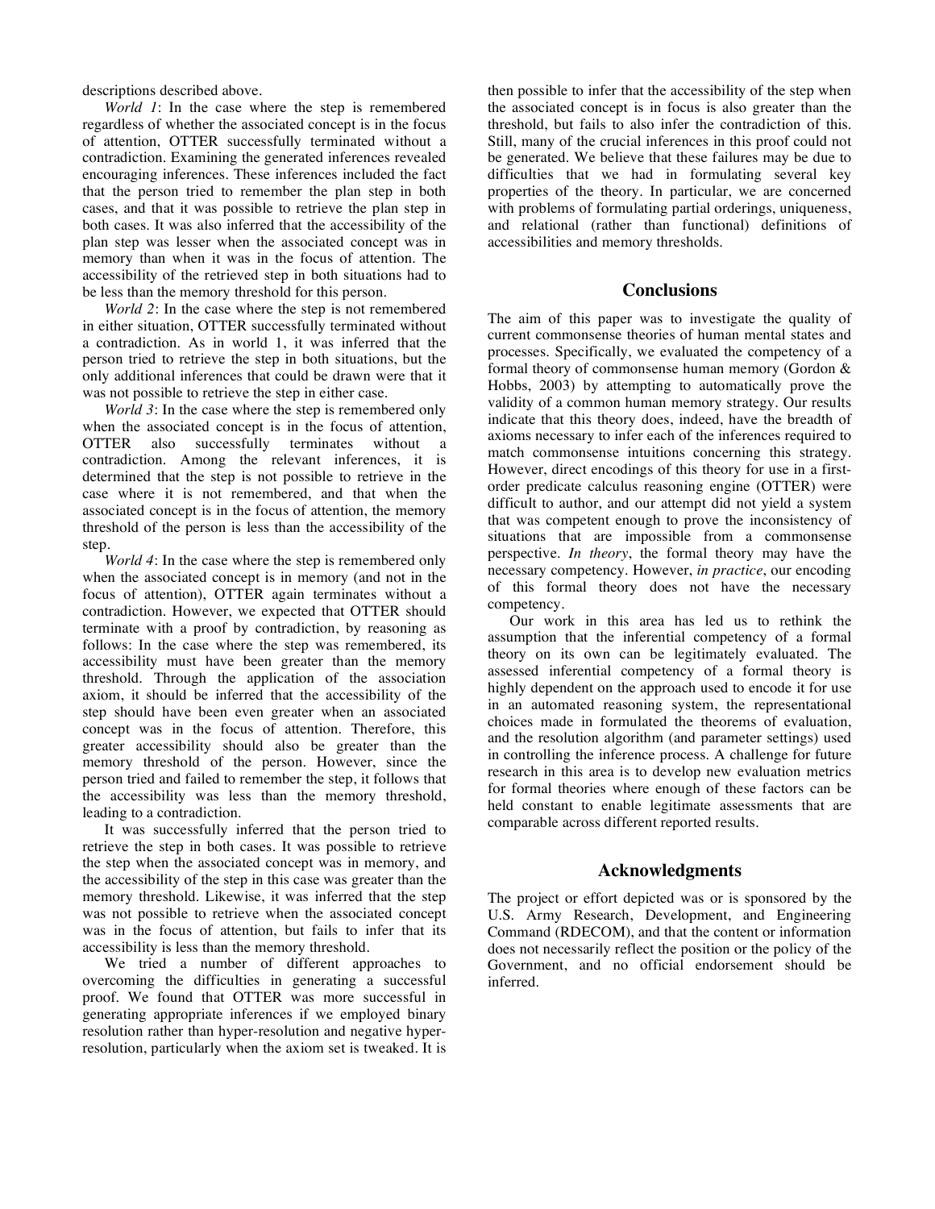descriptions described above.

*World 1*: In the case where the step is remembered regardless of whether the associated concept is in the focus of attention, OTTER successfully terminated without a contradiction. Examining the generated inferences revealed encouraging inferences. These inferences included the fact that the person tried to remember the plan step in both cases, and that it was possible to retrieve the plan step in both cases. It was also inferred that the accessibility of the plan step was lesser when the associated concept was in memory than when it was in the focus of attention. The accessibility of the retrieved step in both situations had to be less than the memory threshold for this person.

*World 2*: In the case where the step is not remembered in either situation, OTTER successfully terminated without a contradiction. As in world 1, it was inferred that the person tried to retrieve the step in both situations, but the only additional inferences that could be drawn were that it was not possible to retrieve the step in either case.

*World 3*: In the case where the step is remembered only when the associated concept is in the focus of attention, OTTER also successfully terminates without a contradiction. Among the relevant inferences, it is determined that the step is not possible to retrieve in the case where it is not remembered, and that when the associated concept is in the focus of attention, the memory threshold of the person is less than the accessibility of the step.

*World 4*: In the case where the step is remembered only when the associated concept is in memory (and not in the focus of attention), OTTER again terminates without a contradiction. However, we expected that OTTER should terminate with a proof by contradiction, by reasoning as follows: In the case where the step was remembered, its accessibility must have been greater than the memory threshold. Through the application of the association axiom, it should be inferred that the accessibility of the step should have been even greater when an associated concept was in the focus of attention. Therefore, this greater accessibility should also be greater than the memory threshold of the person. However, since the person tried and failed to remember the step, it follows that the accessibility was less than the memory threshold, leading to a contradiction.

It was successfully inferred that the person tried to retrieve the step in both cases. It was possible to retrieve the step when the associated concept was in memory, and the accessibility of the step in this case was greater than the memory threshold. Likewise, it was inferred that the step was not possible to retrieve when the associated concept was in the focus of attention, but fails to infer that its accessibility is less than the memory threshold.

We tried a number of different approaches to overcoming the difficulties in generating a successful proof. We found that OTTER was more successful in generating appropriate inferences if we employed binary resolution rather than hyper-resolution and negative hyper-resolution, particularly when the axiom set is tweaked. It is then possible to infer that the accessibility of the step when the associated concept is in focus is also greater than the threshold, but fails to also infer the contradiction of this. Still, many of the crucial inferences in this proof could not be generated. We believe that these failures may be due to difficulties that we had in formulating several key properties of the theory. In particular, we are concerned with problems of formulating partial orderings, uniqueness, and relational (rather than functional) definitions of accessibilities and memory thresholds.

## Conclusions

The aim of this paper was to investigate the quality of current commonsense theories of human mental states and processes. Specifically, we evaluated the competency of a formal theory of commonsense human memory (Gordon & Hobbs, 2003) by attempting to automatically prove the validity of a common human memory strategy. Our results indicate that this theory does, indeed, have the breadth of axioms necessary to infer each of the inferences required to match commonsense intuitions concerning this strategy. However, direct encodings of this theory for use in a first-order predicate calculus reasoning engine (OTTER) were difficult to author, and our attempt did not yield a system that was competent enough to prove the inconsistency of situations that are impossible from a commonsense perspective. *In theory*, the formal theory may have the necessary competency. However, *in practice*, our encoding of this formal theory does not have the necessary competency.

Our work in this area has led us to rethink the assumption that the inferential competency of a formal theory on its own can be legitimately evaluated. The assessed inferential competency of a formal theory is highly dependent on the approach used to encode it for use in an automated reasoning system, the representational choices made in formulated the theorems of evaluation, and the resolution algorithm (and parameter settings) used in controlling the inference process. A challenge for future research in this area is to develop new evaluation metrics for formal theories where enough of these factors can be held constant to enable legitimate assessments that are comparable across different reported results.

## Acknowledgments

The project or effort depicted was or is sponsored by the U.S. Army Research, Development, and Engineering Command (RDECOM), and that the content or information does not necessarily reflect the position or the policy of the Government, and no official endorsement should be inferred.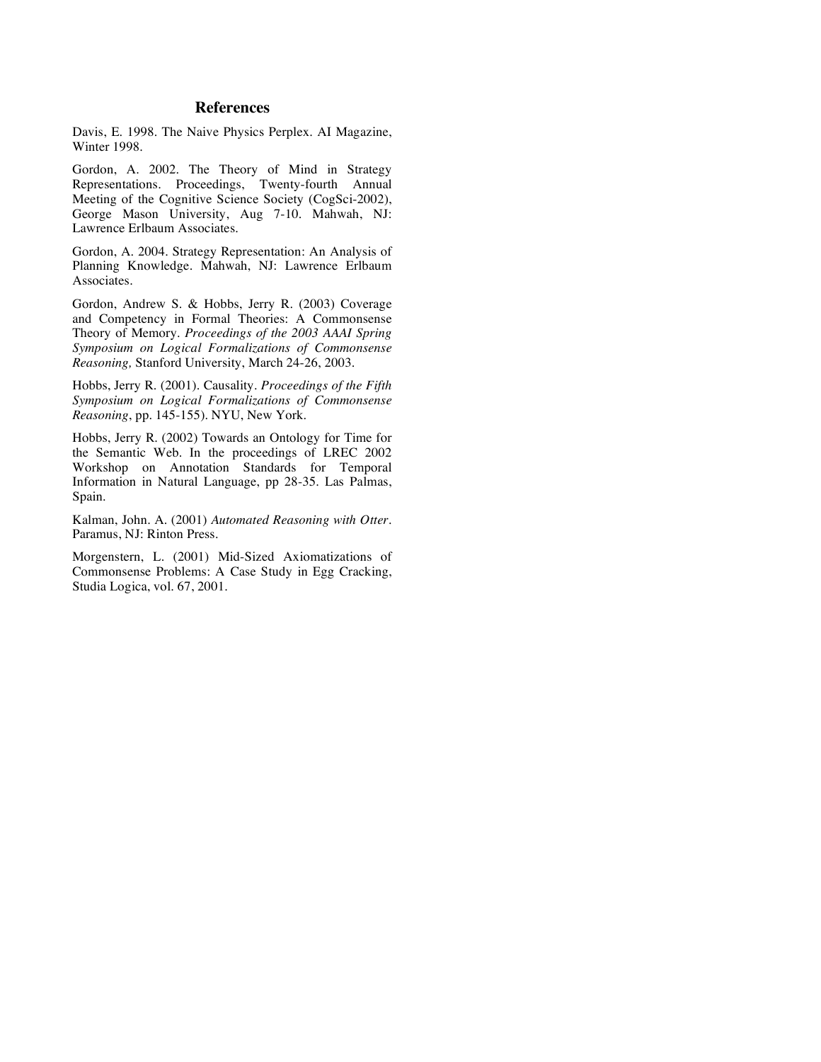## References

Davis, E. 1998. The Naive Physics Perplex. AI Magazine, Winter 1998.

Gordon, A. 2002. The Theory of Mind in Strategy Representations. Proceedings, Twenty-fourth Annual Meeting of the Cognitive Science Society (CogSci-2002), George Mason University, Aug 7-10. Mahwah, NJ: Lawrence Erlbaum Associates.

Gordon, A. 2004. Strategy Representation: An Analysis of Planning Knowledge. Mahwah, NJ: Lawrence Erlbaum Associates.

Gordon, Andrew S. & Hobbs, Jerry R. (2003) Coverage and Competency in Formal Theories: A Commonsense Theory of Memory. *Proceedings of the 2003 AAAI Spring Symposium on Logical Formalizations of Commonsense Reasoning,* Stanford University, March 24-26, 2003.

Hobbs, Jerry R. (2001). Causality. *Proceedings of the Fifth Symposium on Logical Formalizations of Commonsense Reasoning*, pp. 145-155). NYU, New York.

Hobbs, Jerry R. (2002) Towards an Ontology for Time for the Semantic Web. In the proceedings of LREC 2002 Workshop on Annotation Standards for Temporal Information in Natural Language, pp 28-35. Las Palmas, Spain.

Kalman, John. A. (2001) *Automated Reasoning with Otter*. Paramus, NJ: Rinton Press.

Morgenstern, L. (2001) Mid-Sized Axiomatizations of Commonsense Problems: A Case Study in Egg Cracking, Studia Logica, vol. 67, 2001.